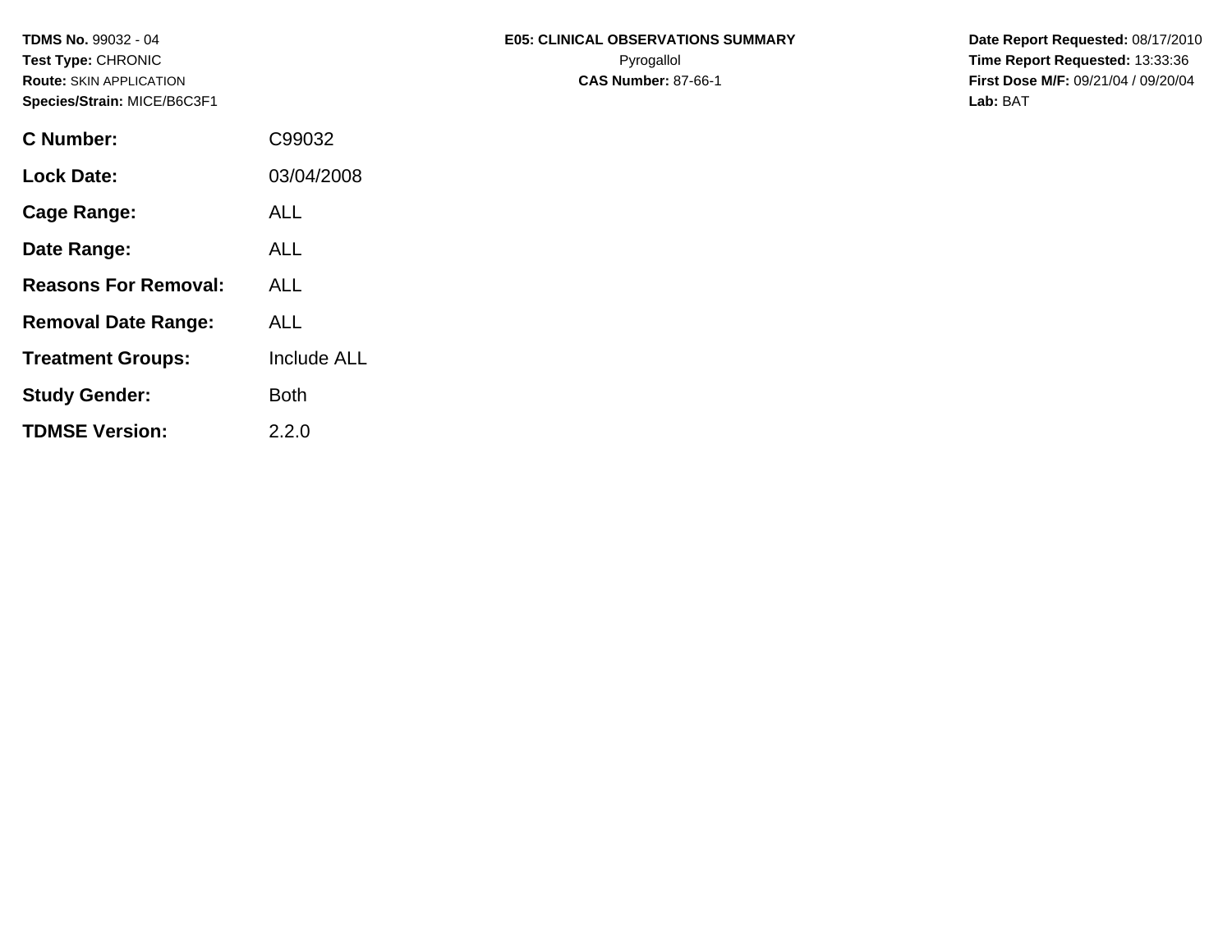**TDMS No.** 99032 - 04
**Test Type:** CHRONIC
**Route:** SKIN APPLICATION
**Species/Strain:** MICE/B6C3F1

**E05: CLINICAL OBSERVATIONS SUMMARY**
Pyrogallol
**CAS Number:** 87-66-1

**Date Report Requested:** 08/17/2010
**Time Report Requested:** 13:33:36
**First Dose M/F:** 09/21/04 / 09/20/04
**Lab:** BAT

| | |
|---|---|
| **C Number:** | C99032 |
| **Lock Date:** | 03/04/2008 |
| **Cage Range:** | ALL |
| **Date Range:** | ALL |
| **Reasons For Removal:** | ALL |
| **Removal Date Range:** | ALL |
| **Treatment Groups:** | Include ALL |
| **Study Gender:** | Both |
| **TDMSE Version:** | 2.2.0 |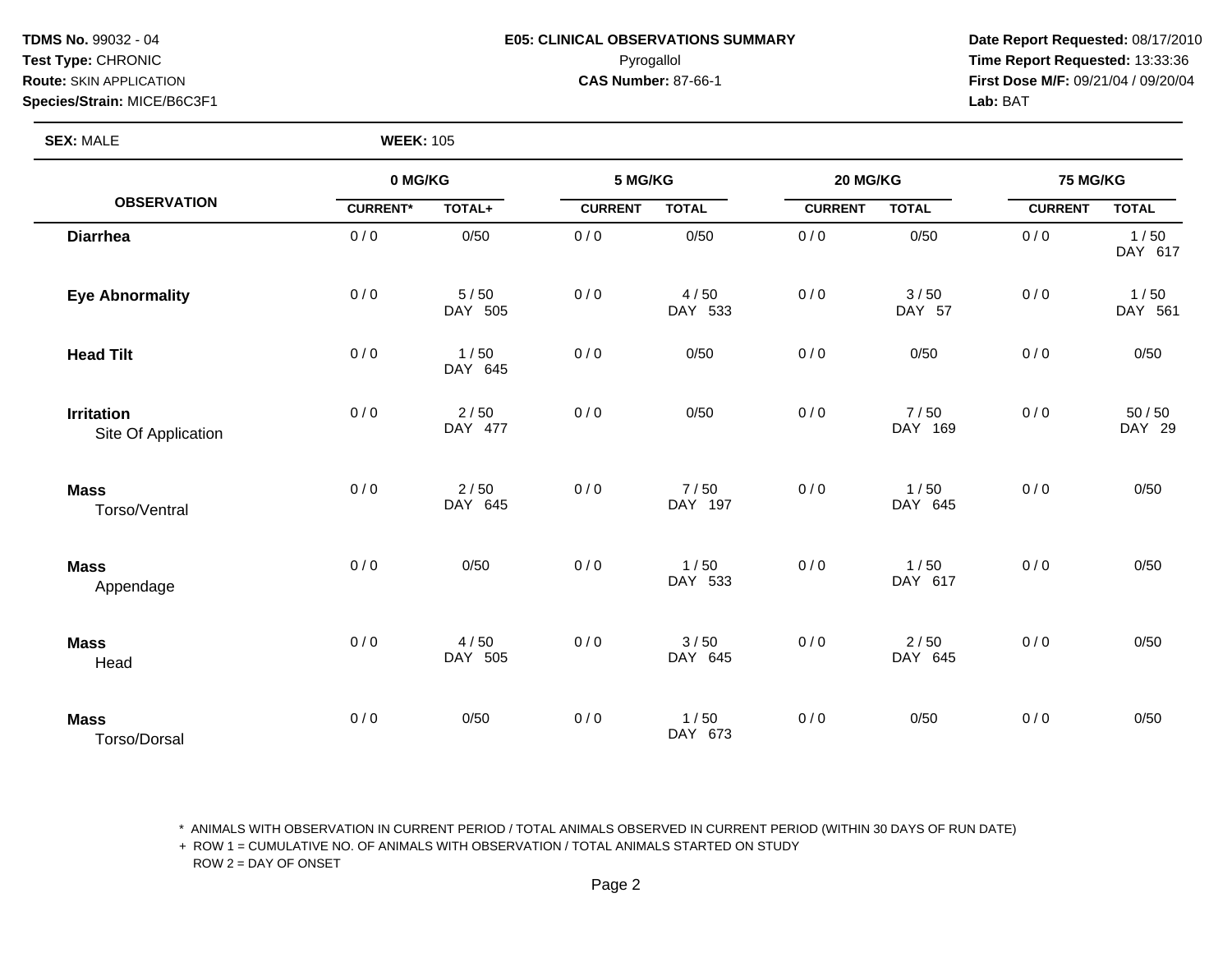**TDMS No.** 99032 - 04
**Test Type:** CHRONIC
**Route:** SKIN APPLICATION
**Species/Strain:** MICE/B6C3F1

**E05: CLINICAL OBSERVATIONS SUMMARY**
Pyrogallol
**CAS Number:** 87-66-1

**Date Report Requested:** 08/17/2010
**Time Report Requested:** 13:33:36
**First Dose M/F:** 09/21/04 / 09/20/04
**Lab:** BAT

**SEX:** MALE **WEEK:** 105

| OBSERVATION | 0 MG/KG | | 5 MG/KG | | 20 MG/KG | | 75 MG/KG | |
|---|---|---|---|---|---|---|---|---|
| | CURRENT* | TOTAL+ | CURRENT | TOTAL | CURRENT | TOTAL | CURRENT | TOTAL |
| **Diarrhea** | 0 / 0 | 0/50 | 0 / 0 | 0/50 | 0 / 0 | 0/50 | 0 / 0 | 1 / 50 DAY 617 |
| **Eye Abnormality** | 0 / 0 | 5 / 50 DAY 505 | 0 / 0 | 4 / 50 DAY 533 | 0 / 0 | 3 / 50 DAY 57 | 0 / 0 | 1 / 50 DAY 561 |
| **Head Tilt** | 0 / 0 | 1 / 50 DAY 645 | 0 / 0 | 0/50 | 0 / 0 | 0/50 | 0 / 0 | 0/50 |
| **Irritation** Site Of Application | 0 / 0 | 2 / 50 DAY 477 | 0 / 0 | 0/50 | 0 / 0 | 7 / 50 DAY 169 | 0 / 0 | 50 / 50 DAY 29 |
| **Mass** Torso/Ventral | 0 / 0 | 2 / 50 DAY 645 | 0 / 0 | 7 / 50 DAY 197 | 0 / 0 | 1 / 50 DAY 645 | 0 / 0 | 0/50 |
| **Mass** Appendage | 0 / 0 | 0/50 | 0 / 0 | 1 / 50 DAY 533 | 0 / 0 | 1 / 50 DAY 617 | 0 / 0 | 0/50 |
| **Mass** Head | 0 / 0 | 4 / 50 DAY 505 | 0 / 0 | 3 / 50 DAY 645 | 0 / 0 | 2 / 50 DAY 645 | 0 / 0 | 0/50 |
| **Mass** Torso/Dorsal | 0 / 0 | 0/50 | 0 / 0 | 1 / 50 DAY 673 | 0 / 0 | 0/50 | 0 / 0 | 0/50 |

\* ANIMALS WITH OBSERVATION IN CURRENT PERIOD / TOTAL ANIMALS OBSERVED IN CURRENT PERIOD (WITHIN 30 DAYS OF RUN DATE)
+ ROW 1 = CUMULATIVE NO. OF ANIMALS WITH OBSERVATION / TOTAL ANIMALS STARTED ON STUDY
ROW 2 = DAY OF ONSET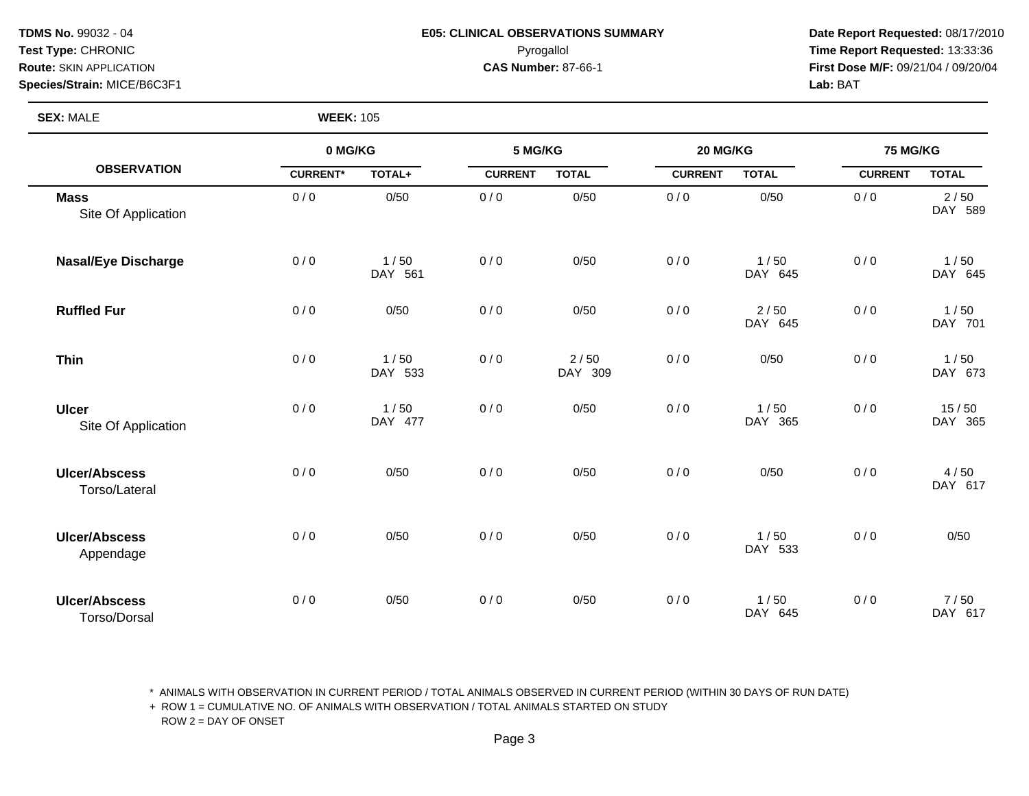**TDMS No.** 99032 - 04
**Test Type:** CHRONIC
**Route:** SKIN APPLICATION
**Species/Strain:** MICE/B6C3F1

**E05: CLINICAL OBSERVATIONS SUMMARY**
Pyrogallol
**CAS Number:** 87-66-1

**Date Report Requested:** 08/17/2010
**Time Report Requested:** 13:33:36
**First Dose M/F:** 09/21/04 / 09/20/04
**Lab:** BAT

**SEX:** MALE **WEEK:** 105

| OBSERVATION | 0 MG/KG | | 5 MG/KG | | 20 MG/KG | | 75 MG/KG | |
|---|---|---|---|---|---|---|---|---|
| | CURRENT* | TOTAL+ | CURRENT | TOTAL | CURRENT | TOTAL | CURRENT | TOTAL |
| **Mass** Site Of Application | 0 / 0 | 0/50 | 0 / 0 | 0/50 | 0 / 0 | 0/50 | 0 / 0 | 2 / 50 DAY 589 |
| **Nasal/Eye Discharge** | 0 / 0 | 1 / 50 DAY 561 | 0 / 0 | 0/50 | 0 / 0 | 1 / 50 DAY 645 | 0 / 0 | 1 / 50 DAY 645 |
| **Ruffled Fur** | 0 / 0 | 0/50 | 0 / 0 | 0/50 | 0 / 0 | 2 / 50 DAY 645 | 0 / 0 | 1 / 50 DAY 701 |
| **Thin** | 0 / 0 | 1 / 50 DAY 533 | 0 / 0 | 2 / 50 DAY 309 | 0 / 0 | 0/50 | 0 / 0 | 1 / 50 DAY 673 |
| **Ulcer** Site Of Application | 0 / 0 | 1 / 50 DAY 477 | 0 / 0 | 0/50 | 0 / 0 | 1 / 50 DAY 365 | 0 / 0 | 15 / 50 DAY 365 |
| **Ulcer/Abscess** Torso/Lateral | 0 / 0 | 0/50 | 0 / 0 | 0/50 | 0 / 0 | 0/50 | 0 / 0 | 4 / 50 DAY 617 |
| **Ulcer/Abscess** Appendage | 0 / 0 | 0/50 | 0 / 0 | 0/50 | 0 / 0 | 1 / 50 DAY 533 | 0 / 0 | 0/50 |
| **Ulcer/Abscess** Torso/Dorsal | 0 / 0 | 0/50 | 0 / 0 | 0/50 | 0 / 0 | 1 / 50 DAY 645 | 0 / 0 | 7 / 50 DAY 617 |

\* ANIMALS WITH OBSERVATION IN CURRENT PERIOD / TOTAL ANIMALS OBSERVED IN CURRENT PERIOD (WITHIN 30 DAYS OF RUN DATE)
\+ ROW 1 = CUMULATIVE NO. OF ANIMALS WITH OBSERVATION / TOTAL ANIMALS STARTED ON STUDY
ROW 2 = DAY OF ONSET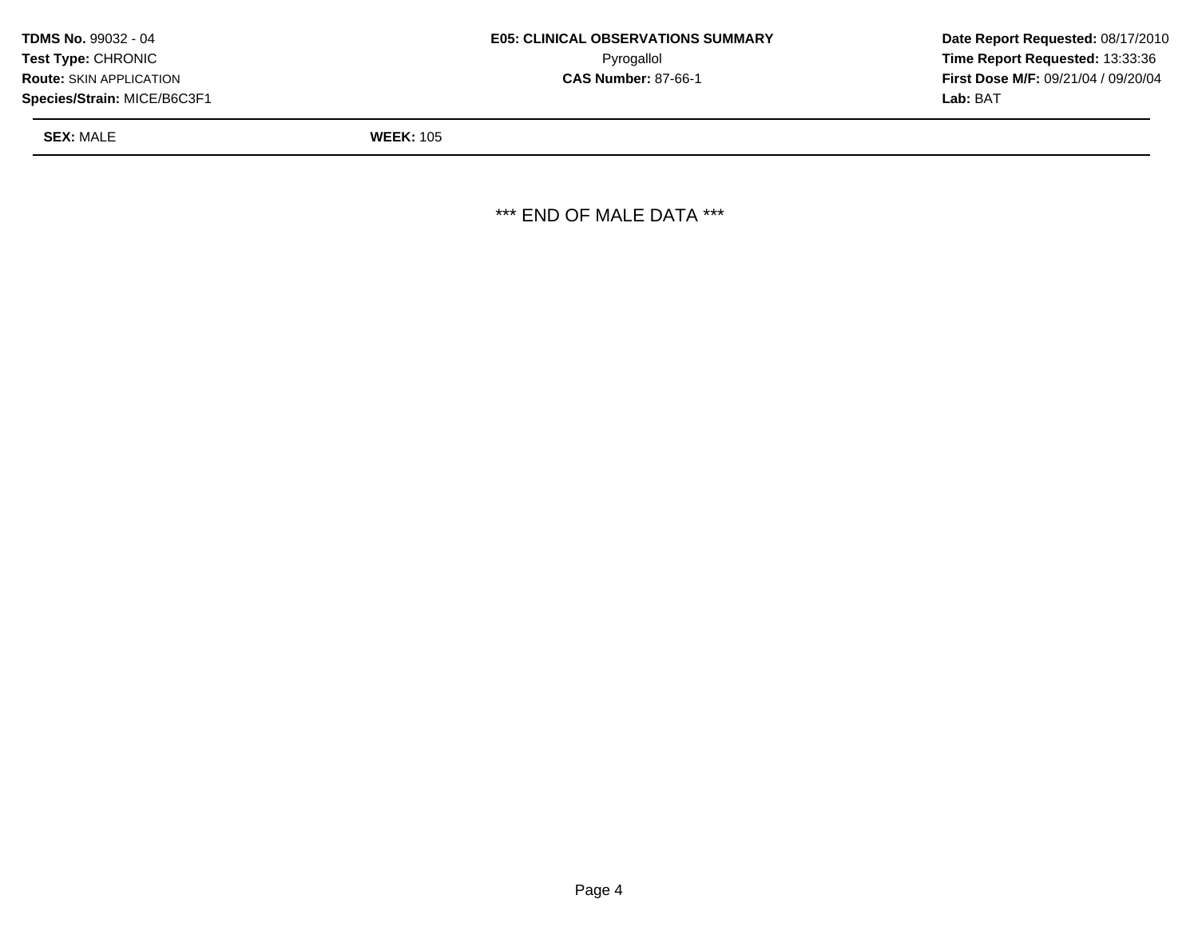**TDMS No.** 99032 - 04
**Test Type:** CHRONIC
**Route:** SKIN APPLICATION
**Species/Strain:** MICE/B6C3F1

**E05: CLINICAL OBSERVATIONS SUMMARY**
Pyrogallol
**CAS Number:** 87-66-1

**Date Report Requested:** 08/17/2010
**Time Report Requested:** 13:33:36
**First Dose M/F:** 09/21/04 / 09/20/04
**Lab:** BAT

**SEX:** MALE **WEEK:** 105

*** END OF MALE DATA ***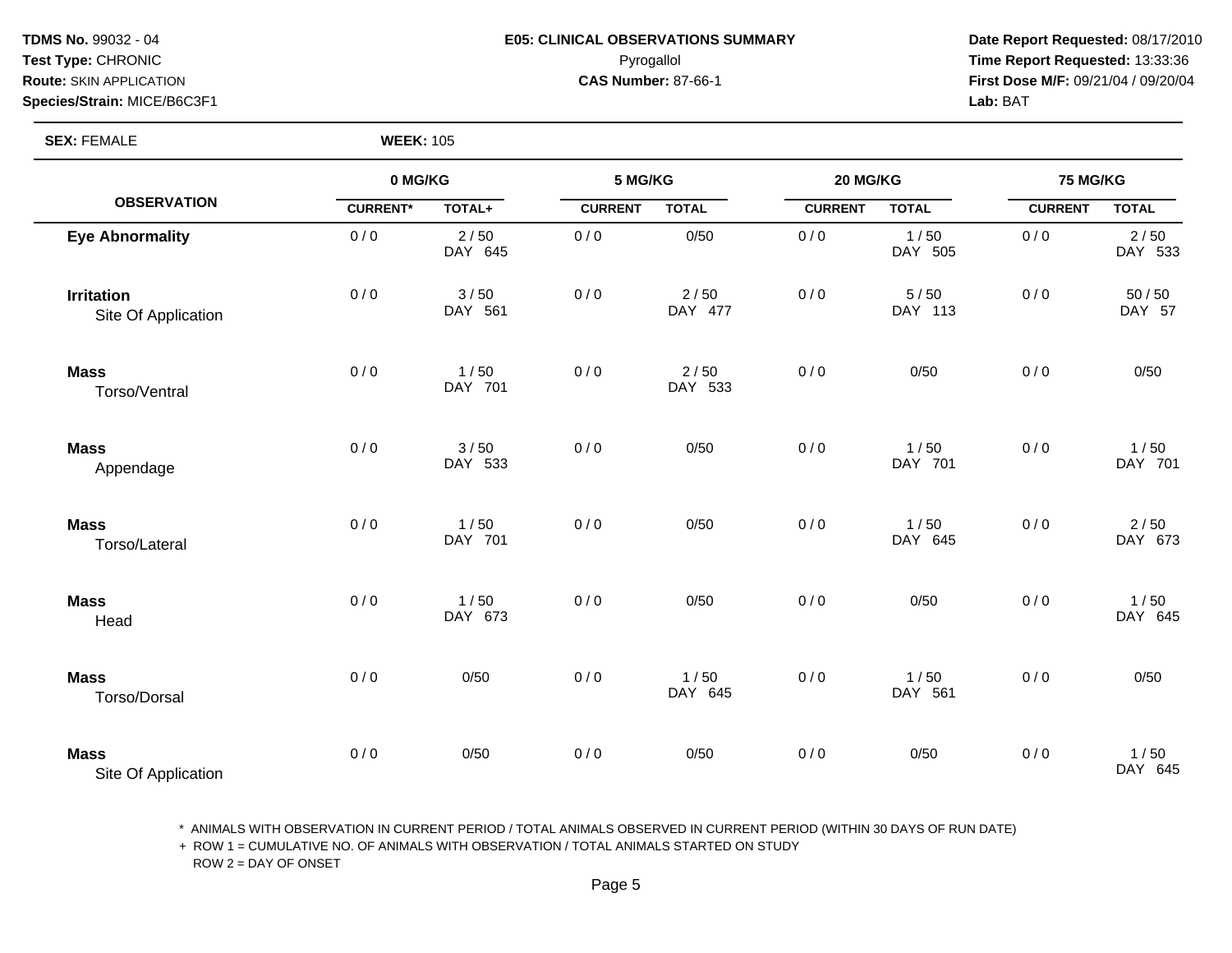**TDMS No.** 99032 - 04
**Test Type:** CHRONIC
**Route:** SKIN APPLICATION
**Species/Strain:** MICE/B6C3F1

**E05: CLINICAL OBSERVATIONS SUMMARY**
Pyrogallol
**CAS Number:** 87-66-1

**Date Report Requested:** 08/17/2010
**Time Report Requested:** 13:33:36
**First Dose M/F:** 09/21/04 / 09/20/04
**Lab:** BAT

**SEX:** FEMALE **WEEK:** 105

| OBSERVATION | 0 MG/KG | | 5 MG/KG | | 20 MG/KG | | 75 MG/KG | |
|---|---|---|---|---|---|---|---|---|
| | CURRENT* | TOTAL+ | CURRENT | TOTAL | CURRENT | TOTAL | CURRENT | TOTAL |
| **Eye Abnormality** | 0 / 0 | 2 / 50<br>DAY 645 | 0 / 0 | 0/50 | 0 / 0 | 1 / 50<br>DAY 505 | 0 / 0 | 2 / 50<br>DAY 533 |
| **Irritation**<br>Site Of Application | 0 / 0 | 3 / 50<br>DAY 561 | 0 / 0 | 2 / 50<br>DAY 477 | 0 / 0 | 5 / 50<br>DAY 113 | 0 / 0 | 50 / 50<br>DAY 57 |
| **Mass**<br>Torso/Ventral | 0 / 0 | 1 / 50<br>DAY 701 | 0 / 0 | 2 / 50<br>DAY 533 | 0 / 0 | 0/50 | 0 / 0 | 0/50 |
| **Mass**<br>Appendage | 0 / 0 | 3 / 50<br>DAY 533 | 0 / 0 | 0/50 | 0 / 0 | 1 / 50<br>DAY 701 | 0 / 0 | 1 / 50<br>DAY 701 |
| **Mass**<br>Torso/Lateral | 0 / 0 | 1 / 50<br>DAY 701 | 0 / 0 | 0/50 | 0 / 0 | 1 / 50<br>DAY 645 | 0 / 0 | 2 / 50<br>DAY 673 |
| **Mass**<br>Head | 0 / 0 | 1 / 50<br>DAY 673 | 0 / 0 | 0/50 | 0 / 0 | 0/50 | 0 / 0 | 1 / 50<br>DAY 645 |
| **Mass**<br>Torso/Dorsal | 0 / 0 | 0/50 | 0 / 0 | 1 / 50<br>DAY 645 | 0 / 0 | 1 / 50<br>DAY 561 | 0 / 0 | 0/50 |
| **Mass**<br>Site Of Application | 0 / 0 | 0/50 | 0 / 0 | 0/50 | 0 / 0 | 0/50 | 0 / 0 | 1 / 50<br>DAY 645 |

\* ANIMALS WITH OBSERVATION IN CURRENT PERIOD / TOTAL ANIMALS OBSERVED IN CURRENT PERIOD (WITHIN 30 DAYS OF RUN DATE)
\+ ROW 1 = CUMULATIVE NO. OF ANIMALS WITH OBSERVATION / TOTAL ANIMALS STARTED ON STUDY
ROW 2 = DAY OF ONSET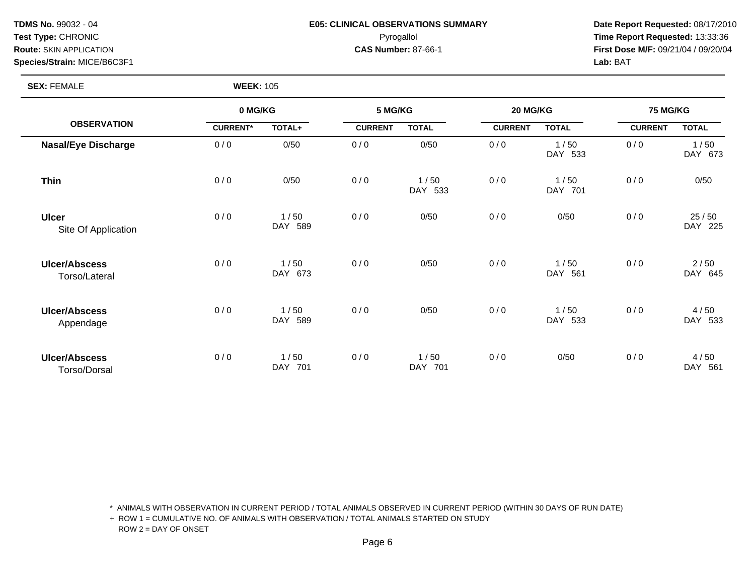**TDMS No.** 99032 - 04
**Test Type:** CHRONIC
**Route:** SKIN APPLICATION
**Species/Strain:** MICE/B6C3F1

**E05: CLINICAL OBSERVATIONS SUMMARY**
Pyrogallol
**CAS Number:** 87-66-1

**Date Report Requested:** 08/17/2010
**Time Report Requested:** 13:33:36
**First Dose M/F:** 09/21/04 / 09/20/04
**Lab:** BAT

**SEX:** FEMALE **WEEK:** 105

| OBSERVATION | 0 MG/KG | | 5 MG/KG | | 20 MG/KG | | 75 MG/KG | |
|---|---|---|---|---|---|---|---|---|
| | CURRENT* | TOTAL+ | CURRENT | TOTAL | CURRENT | TOTAL | CURRENT | TOTAL |
| **Nasal/Eye Discharge** | 0 / 0 | 0/50 | 0 / 0 | 0/50 | 0 / 0 | 1 / 50 DAY 533 | 0 / 0 | 1 / 50 DAY 673 |
| **Thin** | 0 / 0 | 0/50 | 0 / 0 | 1 / 50 DAY 533 | 0 / 0 | 1 / 50 DAY 701 | 0 / 0 | 0/50 |
| **Ulcer** Site Of Application | 0 / 0 | 1 / 50 DAY 589 | 0 / 0 | 0/50 | 0 / 0 | 0/50 | 0 / 0 | 25 / 50 DAY 225 |
| **Ulcer/Abscess** Torso/Lateral | 0 / 0 | 1 / 50 DAY 673 | 0 / 0 | 0/50 | 0 / 0 | 1 / 50 DAY 561 | 0 / 0 | 2 / 50 DAY 645 |
| **Ulcer/Abscess** Appendage | 0 / 0 | 1 / 50 DAY 589 | 0 / 0 | 0/50 | 0 / 0 | 1 / 50 DAY 533 | 0 / 0 | 4 / 50 DAY 533 |
| **Ulcer/Abscess** Torso/Dorsal | 0 / 0 | 1 / 50 DAY 701 | 0 / 0 | 1 / 50 DAY 701 | 0 / 0 | 0/50 | 0 / 0 | 4 / 50 DAY 561 |

* ANIMALS WITH OBSERVATION IN CURRENT PERIOD / TOTAL ANIMALS OBSERVED IN CURRENT PERIOD (WITHIN 30 DAYS OF RUN DATE)
+ ROW 1 = CUMULATIVE NO. OF ANIMALS WITH OBSERVATION / TOTAL ANIMALS STARTED ON STUDY
ROW 2 = DAY OF ONSET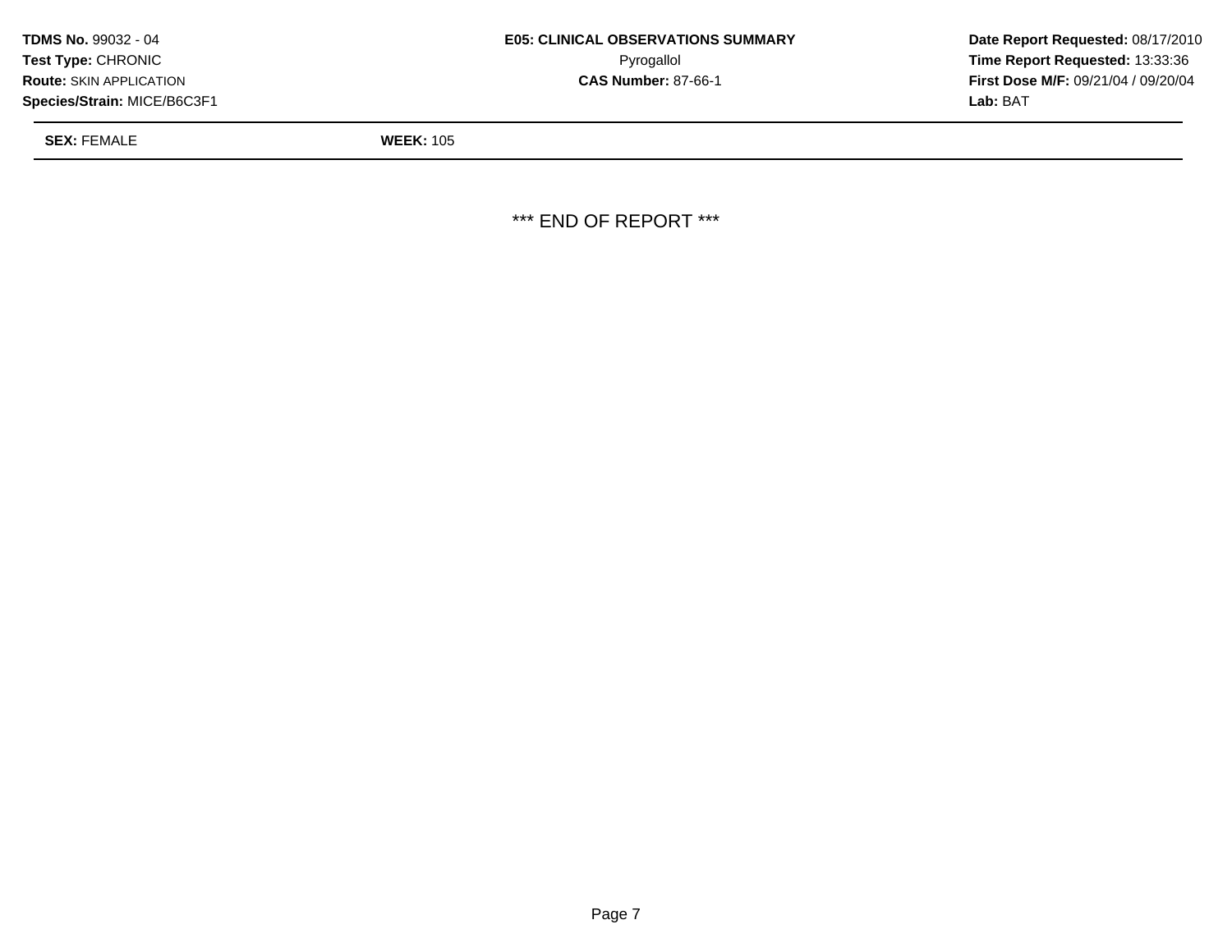**TDMS No.** 99032 - 04
**Test Type:** CHRONIC
**Route:** SKIN APPLICATION
**Species/Strain:** MICE/B6C3F1

**E05: CLINICAL OBSERVATIONS SUMMARY**
Pyrogallol
**CAS Number:** 87-66-1

**Date Report Requested:** 08/17/2010
**Time Report Requested:** 13:33:36
**First Dose M/F:** 09/21/04 / 09/20/04
**Lab:** BAT

**SEX:** FEMALE **WEEK:** 105

*** END OF REPORT ***